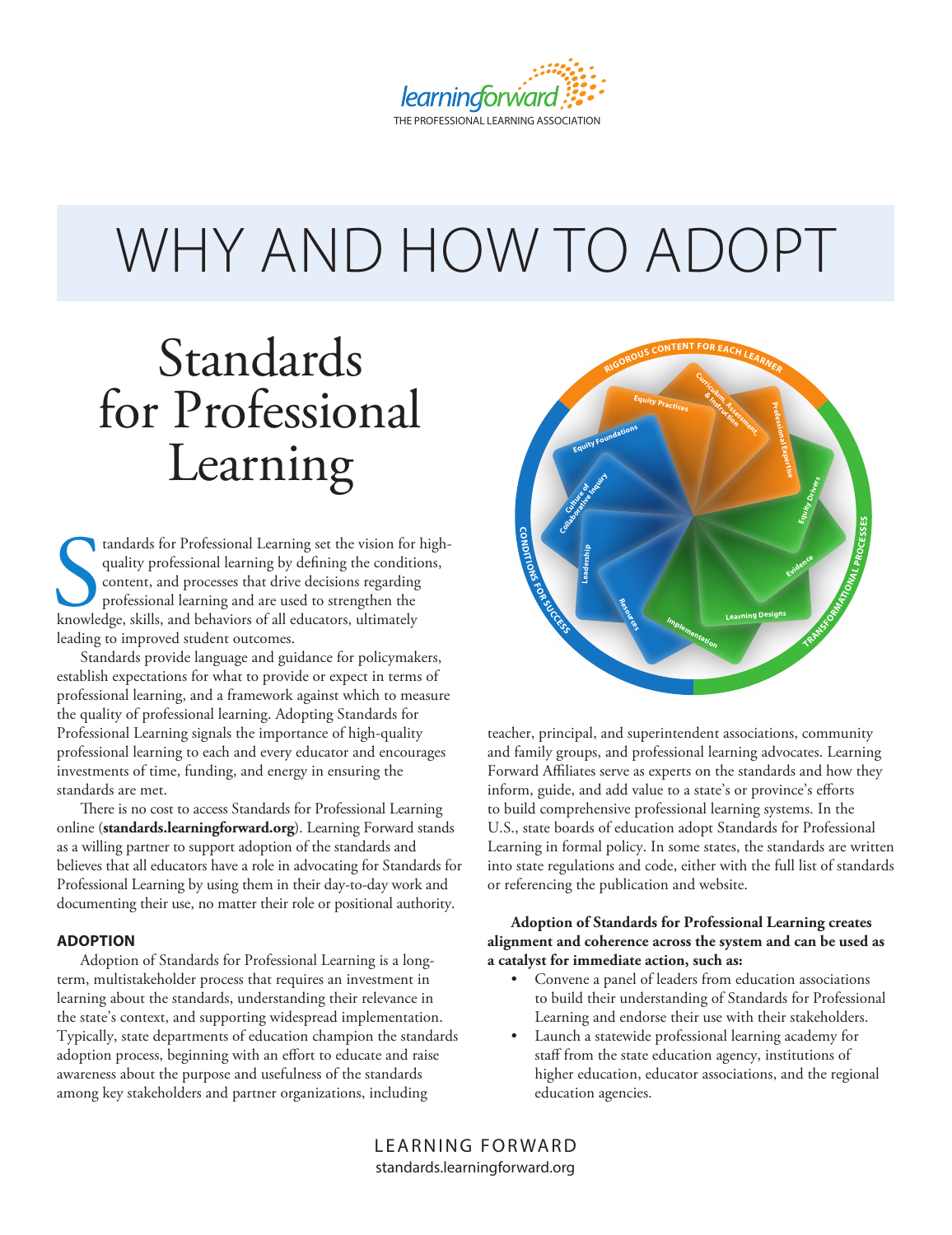# WHY AND HOW TO ADOPT

# Standards for Professional Learning

Standards for Professional Learning set the vision for high-quality professional learning by defining the conditions, content, and processes that drive decisions regarding professional learning and are used to strengthen the knowledge, skills, and behaviors of all educators, ultimately leading to improved student outcomes.

Standards provide language and guidance for policymakers, establish expectations for what to provide or expect in terms of professional learning, and a framework against which to measure the quality of professional learning. Adopting Standards for Professional Learning signals the importance of high-quality professional learning to each and every educator and encourages investments of time, funding, and energy in ensuring the standards are met.

There is no cost to access Standards for Professional Learning online (**standards.learningforward.org**). Learning Forward stands as a willing partner to support adoption of the standards and believes that all educators have a role in advocating for Standards for Professional Learning by using them in their day-to-day work and documenting their use, no matter their role or positional authority.

### ADOPTION

Adoption of Standards for Professional Learning is a long-term, multistakeholder process that requires an investment in learning about the standards, understanding their relevance in the state's context, and supporting widespread implementation. Typically, state departments of education champion the standards adoption process, beginning with an effort to educate and raise awareness about the purpose and usefulness of the standards among key stakeholders and partner organizations, including teacher, principal, and superintendent associations, community and family groups, and professional learning advocates. Learning Forward Affiliates serve as experts on the standards and how they inform, guide, and add value to a state's or province's efforts to build comprehensive professional learning systems. In the U.S., state boards of education adopt Standards for Professional Learning in formal policy. In some states, the standards are written into state regulations and code, either with the full list of standards or referencing the publication and website.

**Adoption of Standards for Professional Learning creates alignment and coherence across the system and can be used as a catalyst for immediate action, such as:**

- Convene a panel of leaders from education associations to build their understanding of Standards for Professional Learning and endorse their use with their stakeholders.
- Launch a statewide professional learning academy for staff from the state education agency, institutions of higher education, educator associations, and the regional education agencies.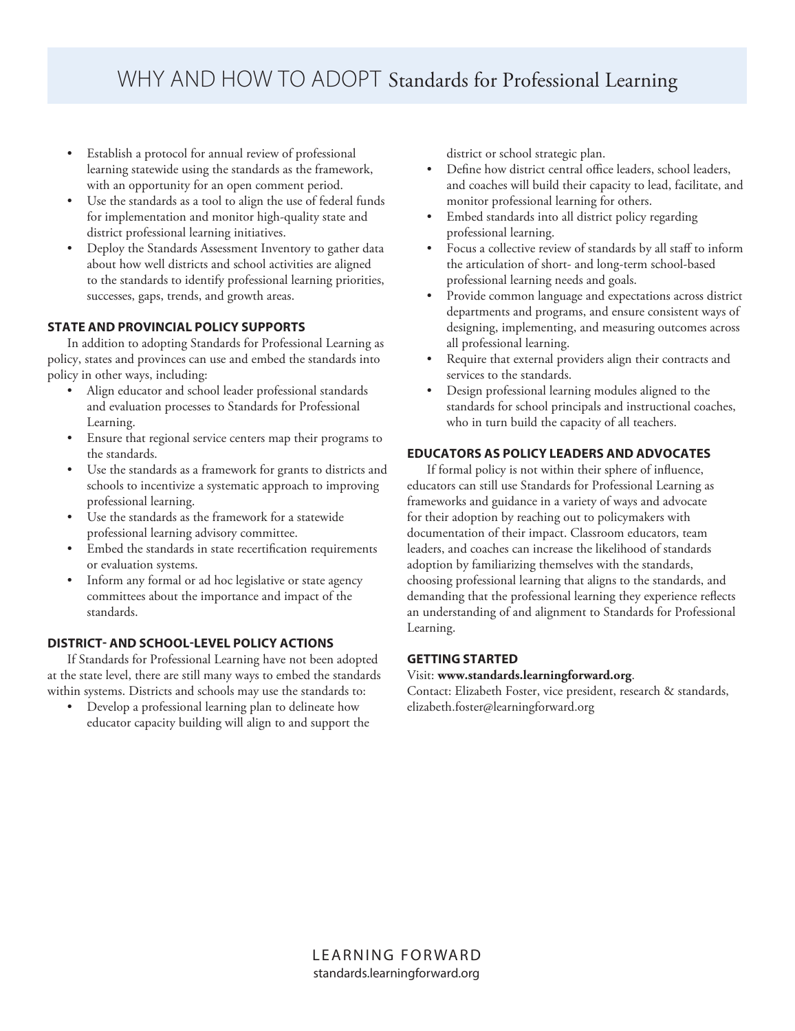- Establish a protocol for annual review of professional learning statewide using the standards as the framework, with an opportunity for an open comment period.
- Use the standards as a tool to align the use of federal funds for implementation and monitor high-quality state and district professional learning initiatives.
- Deploy the Standards Assessment Inventory to gather data about how well districts and school activities are aligned to the standards to identify professional learning priorities, successes, gaps, trends, and growth areas.

### STATE AND PROVINCIAL POLICY SUPPORTS

In addition to adopting Standards for Professional Learning as policy, states and provinces can use and embed the standards into policy in other ways, including:

- Align educator and school leader professional standards and evaluation processes to Standards for Professional Learning.
- Ensure that regional service centers map their programs to the standards.
- Use the standards as a framework for grants to districts and schools to incentivize a systematic approach to improving professional learning.
- Use the standards as the framework for a statewide professional learning advisory committee.
- Embed the standards in state recertification requirements or evaluation systems.
- Inform any formal or ad hoc legislative or state agency committees about the importance and impact of the standards.

### DISTRICT- AND SCHOOL-LEVEL POLICY ACTIONS

If Standards for Professional Learning have not been adopted at the state level, there are still many ways to embed the standards within systems. Districts and schools may use the standards to:

- Develop a professional learning plan to delineate how educator capacity building will align to and support the district or school strategic plan.
- Define how district central office leaders, school leaders, and coaches will build their capacity to lead, facilitate, and monitor professional learning for others.
- Embed standards into all district policy regarding professional learning.
- Focus a collective review of standards by all staff to inform the articulation of short- and long-term school-based professional learning needs and goals.
- Provide common language and expectations across district departments and programs, and ensure consistent ways of designing, implementing, and measuring outcomes across all professional learning.
- Require that external providers align their contracts and services to the standards.
- Design professional learning modules aligned to the standards for school principals and instructional coaches, who in turn build the capacity of all teachers.

### EDUCATORS AS POLICY LEADERS AND ADVOCATES

If formal policy is not within their sphere of influence, educators can still use Standards for Professional Learning as frameworks and guidance in a variety of ways and advocate for their adoption by reaching out to policymakers with documentation of their impact. Classroom educators, team leaders, and coaches can increase the likelihood of standards adoption by familiarizing themselves with the standards, choosing professional learning that aligns to the standards, and demanding that the professional learning they experience reflects an understanding of and alignment to Standards for Professional Learning.

### GETTING STARTED

Visit: **www.standards.learningforward.org**.
Contact: Elizabeth Foster, vice president, research & standards, elizabeth.foster@learningforward.org